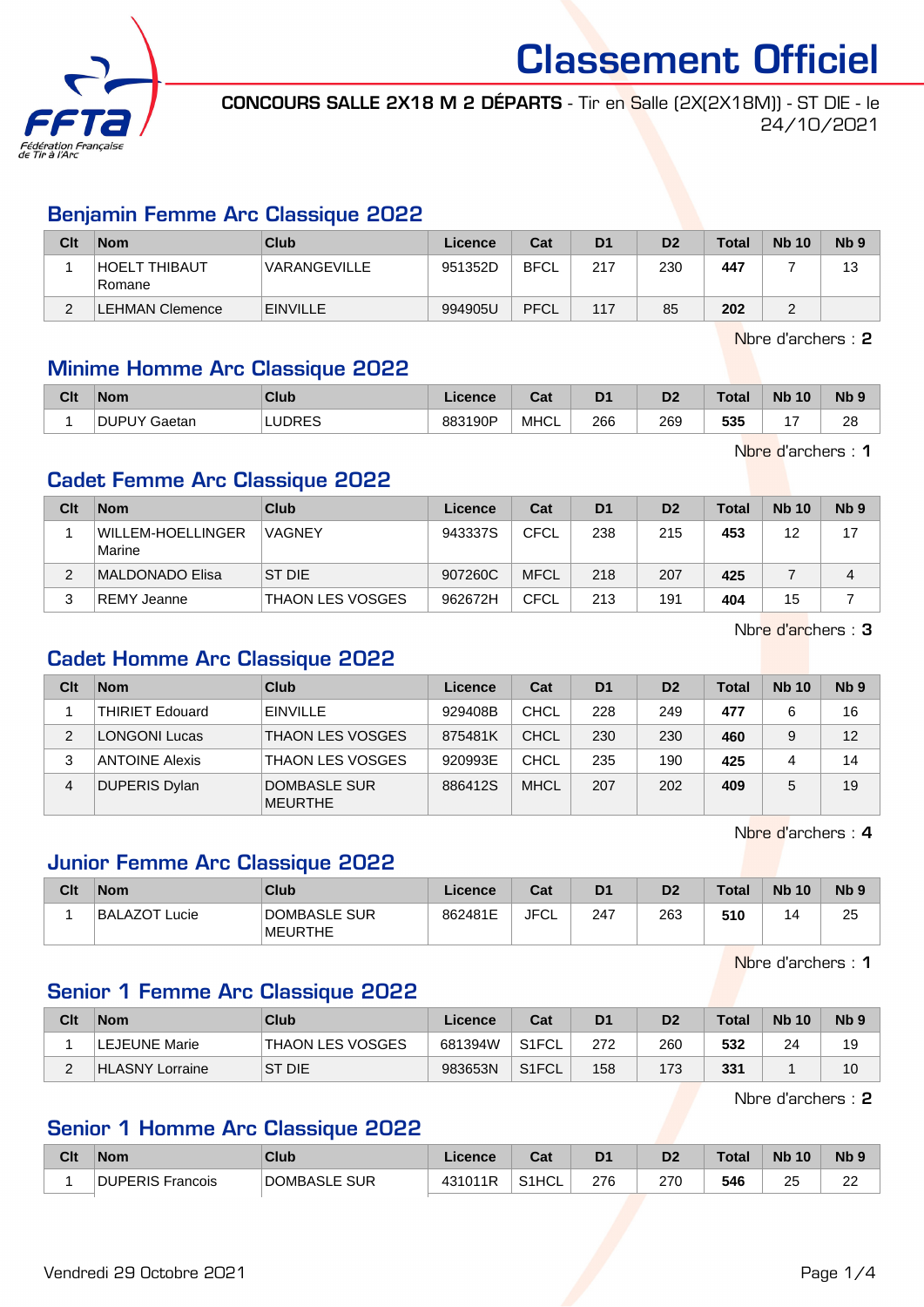# Classement Officiel

**CONCOURS SALLE 2X18 M 2 DÉPARTS** - Tir en Salle (2X(2X18M)) - ST DIE - le 24/10/2021

## Benjamin Femme Arc Classique 2022

| Clt | Nom | Club | Licence | Cat | D1 | D2 | Total | Nb 10 | Nb 9 |
|---|---|---|---|---|---|---|---|---|---|
| 1 | HOELT THIBAUT Romane | VARANGEVILLE | 951352D | BFCL | 217 | 230 | **447** | 7 | 13 |
| 2 | LEHMAN Clemence | EINVILLE | 994905U | PFCL | 117 | 85 | **202** | 2 | |

Nbre d'archers : **2**

## Minime Homme Arc Classique 2022

| Clt | Nom | Club | Licence | Cat | D1 | D2 | Total | Nb 10 | Nb 9 |
|---|---|---|---|---|---|---|---|---|---|
| 1 | DUPUY Gaetan | LUDRES | 883190P | MHCL | 266 | 269 | **535** | 17 | 28 |

Nbre d'archers : **1**

## Cadet Femme Arc Classique 2022

| Clt | Nom | Club | Licence | Cat | D1 | D2 | Total | Nb 10 | Nb 9 |
|---|---|---|---|---|---|---|---|---|---|
| 1 | WILLEM-HOELLINGER Marine | VAGNEY | 943337S | CFCL | 238 | 215 | **453** | 12 | 17 |
| 2 | MALDONADO Elisa | ST DIE | 907260C | MFCL | 218 | 207 | **425** | 7 | 4 |
| 3 | REMY Jeanne | THAON LES VOSGES | 962672H | CFCL | 213 | 191 | **404** | 15 | 7 |

Nbre d'archers : **3**

## Cadet Homme Arc Classique 2022

| Clt | Nom | Club | Licence | Cat | D1 | D2 | Total | Nb 10 | Nb 9 |
|---|---|---|---|---|---|---|---|---|---|
| 1 | THIRIET Edouard | EINVILLE | 929408B | CHCL | 228 | 249 | **477** | 6 | 16 |
| 2 | LONGONI Lucas | THAON LES VOSGES | 875481K | CHCL | 230 | 230 | **460** | 9 | 12 |
| 3 | ANTOINE Alexis | THAON LES VOSGES | 920993E | CHCL | 235 | 190 | **425** | 4 | 14 |
| 4 | DUPERIS Dylan | DOMBASLE SUR MEURTHE | 886412S | MHCL | 207 | 202 | **409** | 5 | 19 |

Nbre d'archers : **4**

## Junior Femme Arc Classique 2022

| Clt | Nom | Club | Licence | Cat | D1 | D2 | Total | Nb 10 | Nb 9 |
|---|---|---|---|---|---|---|---|---|---|
| 1 | BALAZOT Lucie | DOMBASLE SUR MEURTHE | 862481E | JFCL | 247 | 263 | **510** | 14 | 25 |

Nbre d'archers : **1**

## Senior 1 Femme Arc Classique 2022

| Clt | Nom | Club | Licence | Cat | D1 | D2 | Total | Nb 10 | Nb 9 |
|---|---|---|---|---|---|---|---|---|---|
| 1 | LEJEUNE Marie | THAON LES VOSGES | 681394W | S1FCL | 272 | 260 | **532** | 24 | 19 |
| 2 | HLASNY Lorraine | ST DIE | 983653N | S1FCL | 158 | 173 | **331** | 1 | 10 |

Nbre d'archers : **2**

## Senior 1 Homme Arc Classique 2022

| Clt | Nom | Club | Licence | Cat | D1 | D2 | Total | Nb 10 | Nb 9 |
|---|---|---|---|---|---|---|---|---|---|
| 1 | DUPERIS Francois | DOMBASLE SUR | 431011R | S1HCL | 276 | 270 | **546** | 25 | 22 |

Vendredi 29 Octobre 2021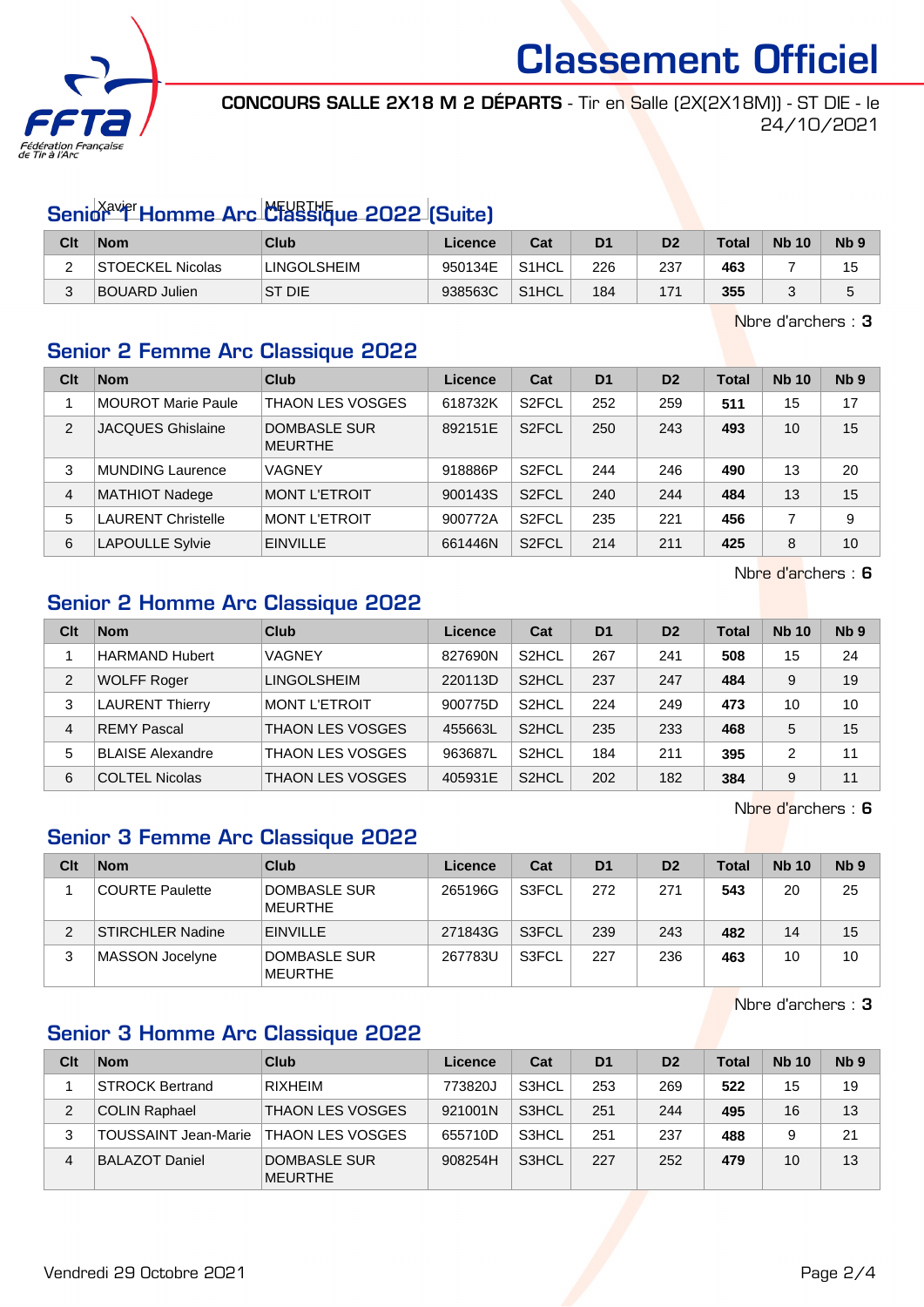# Classement Officiel

**CONCOURS SALLE 2X18 M 2 DÉPARTS** - Tir en Salle (2X(2X18M)) - ST DIE - le 24/10/2021

## Senior 1 Homme Arc Classique 2022 (Suite)

| Clt | Nom | Club | Licence | Cat | D1 | D2 | Total | Nb 10 | Nb 9 |
|---|---|---|---|---|---|---|---|---|---|
| 2 | STOECKEL Nicolas | LINGOLSHEIM | 950134E | S1HCL | 226 | 237 | **463** | 7 | 15 |
| 3 | BOUARD Julien | ST DIE | 938563C | S1HCL | 184 | 171 | **355** | 3 | 5 |

Nbre d'archers : **3**

## Senior 2 Femme Arc Classique 2022

| Clt | Nom | Club | Licence | Cat | D1 | D2 | Total | Nb 10 | Nb 9 |
|---|---|---|---|---|---|---|---|---|---|
| 1 | MOUROT Marie Paule | THAON LES VOSGES | 618732K | S2FCL | 252 | 259 | **511** | 15 | 17 |
| 2 | JACQUES Ghislaine | DOMBASLE SUR MEURTHE | 892151E | S2FCL | 250 | 243 | **493** | 10 | 15 |
| 3 | MUNDING Laurence | VAGNEY | 918886P | S2FCL | 244 | 246 | **490** | 13 | 20 |
| 4 | MATHIOT Nadege | MONT L'ETROIT | 900143S | S2FCL | 240 | 244 | **484** | 13 | 15 |
| 5 | LAURENT Christelle | MONT L'ETROIT | 900772A | S2FCL | 235 | 221 | **456** | 7 | 9 |
| 6 | LAPOULLE Sylvie | EINVILLE | 661446N | S2FCL | 214 | 211 | **425** | 8 | 10 |

Nbre d'archers : **6**

## Senior 2 Homme Arc Classique 2022

| Clt | Nom | Club | Licence | Cat | D1 | D2 | Total | Nb 10 | Nb 9 |
|---|---|---|---|---|---|---|---|---|---|
| 1 | HARMAND Hubert | VAGNEY | 827690N | S2HCL | 267 | 241 | **508** | 15 | 24 |
| 2 | WOLFF Roger | LINGOLSHEIM | 220113D | S2HCL | 237 | 247 | **484** | 9 | 19 |
| 3 | LAURENT Thierry | MONT L'ETROIT | 900775D | S2HCL | 224 | 249 | **473** | 10 | 10 |
| 4 | REMY Pascal | THAON LES VOSGES | 455663L | S2HCL | 235 | 233 | **468** | 5 | 15 |
| 5 | BLAISE Alexandre | THAON LES VOSGES | 963687L | S2HCL | 184 | 211 | **395** | 2 | 11 |
| 6 | COLTEL Nicolas | THAON LES VOSGES | 405931E | S2HCL | 202 | 182 | **384** | 9 | 11 |

Nbre d'archers : **6**

## Senior 3 Femme Arc Classique 2022

| Clt | Nom | Club | Licence | Cat | D1 | D2 | Total | Nb 10 | Nb 9 |
|---|---|---|---|---|---|---|---|---|---|
| 1 | COURTE Paulette | DOMBASLE SUR MEURTHE | 265196G | S3FCL | 272 | 271 | **543** | 20 | 25 |
| 2 | STIRCHLER Nadine | EINVILLE | 271843G | S3FCL | 239 | 243 | **482** | 14 | 15 |
| 3 | MASSON Jocelyne | DOMBASLE SUR MEURTHE | 267783U | S3FCL | 227 | 236 | **463** | 10 | 10 |

Nbre d'archers : **3**

## Senior 3 Homme Arc Classique 2022

| Clt | Nom | Club | Licence | Cat | D1 | D2 | Total | Nb 10 | Nb 9 |
|---|---|---|---|---|---|---|---|---|---|
| 1 | STROCK Bertrand | RIXHEIM | 773820J | S3HCL | 253 | 269 | **522** | 15 | 19 |
| 2 | COLIN Raphael | THAON LES VOSGES | 921001N | S3HCL | 251 | 244 | **495** | 16 | 13 |
| 3 | TOUSSAINT Jean-Marie | THAON LES VOSGES | 655710D | S3HCL | 251 | 237 | **488** | 9 | 21 |
| 4 | BALAZOT Daniel | DOMBASLE SUR MEURTHE | 908254H | S3HCL | 227 | 252 | **479** | 10 | 13 |

Vendredi 29 Octobre 2021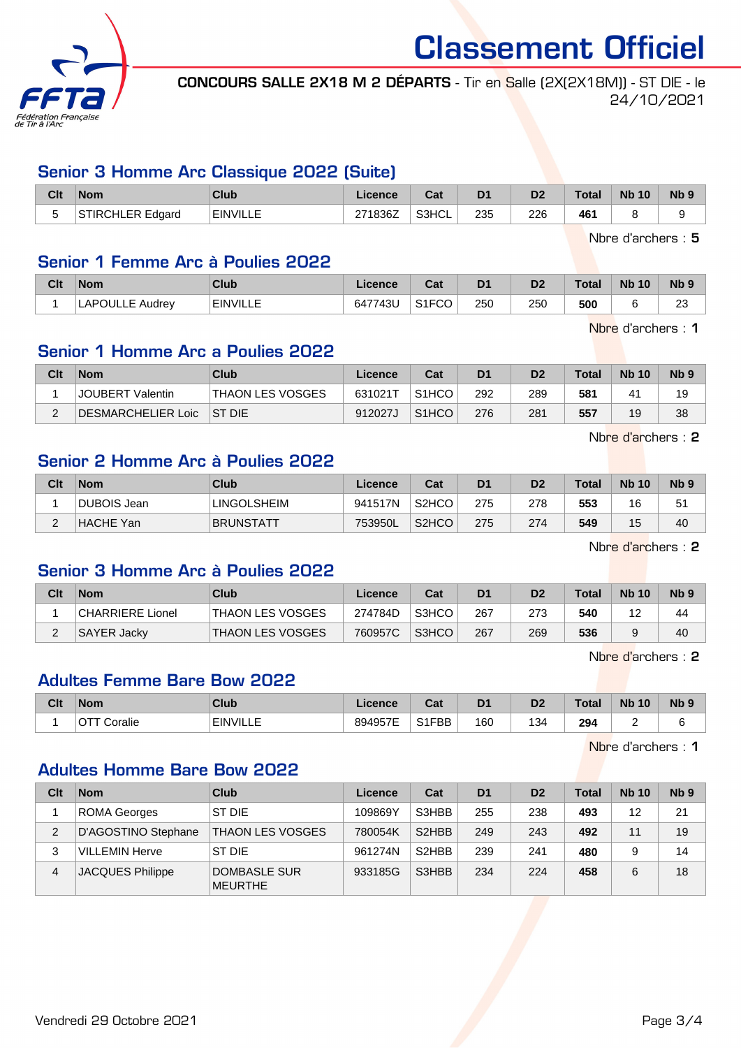# Classement Officiel

**CONCOURS SALLE 2X18 M 2 DÉPARTS** - Tir en Salle (2X(2X18M)) - ST DIE - le 24/10/2021

## Senior 3 Homme Arc Classique 2022 (Suite)

| Clt | Nom | Club | Licence | Cat | D1 | D2 | Total | Nb 10 | Nb 9 |
|---|---|---|---|---|---|---|---|---|---|
| 5 | STIRCHLER Edgard | EINVILLE | 271836Z | S3HCL | 235 | 226 | **461** | 8 | 9 |

Nbre d'archers : **5**

## Senior 1 Femme Arc à Poulies 2022

| Clt | Nom | Club | Licence | Cat | D1 | D2 | Total | Nb 10 | Nb 9 |
|---|---|---|---|---|---|---|---|---|---|
| 1 | LAPOULLE Audrey | EINVILLE | 647743U | S1FCO | 250 | 250 | **500** | 6 | 23 |

Nbre d'archers : **1**

## Senior 1 Homme Arc a Poulies 2022

| Clt | Nom | Club | Licence | Cat | D1 | D2 | Total | Nb 10 | Nb 9 |
|---|---|---|---|---|---|---|---|---|---|
| 1 | JOUBERT Valentin | THAON LES VOSGES | 631021T | S1HCO | 292 | 289 | **581** | 41 | 19 |
| 2 | DESMARCHELIER Loic | ST DIE | 912027J | S1HCO | 276 | 281 | **557** | 19 | 38 |

Nbre d'archers : **2**

## Senior 2 Homme Arc à Poulies 2022

| Clt | Nom | Club | Licence | Cat | D1 | D2 | Total | Nb 10 | Nb 9 |
|---|---|---|---|---|---|---|---|---|---|
| 1 | DUBOIS Jean | LINGOLSHEIM | 941517N | S2HCO | 275 | 278 | **553** | 16 | 51 |
| 2 | HACHE Yan | BRUNSTATT | 753950L | S2HCO | 275 | 274 | **549** | 15 | 40 |

Nbre d'archers : **2**

## Senior 3 Homme Arc à Poulies 2022

| Clt | Nom | Club | Licence | Cat | D1 | D2 | Total | Nb 10 | Nb 9 |
|---|---|---|---|---|---|---|---|---|---|
| 1 | CHARRIERE Lionel | THAON LES VOSGES | 274784D | S3HCO | 267 | 273 | **540** | 12 | 44 |
| 2 | SAYER Jacky | THAON LES VOSGES | 760957C | S3HCO | 267 | 269 | **536** | 9 | 40 |

Nbre d'archers : **2**

## Adultes Femme Bare Bow 2022

| Clt | Nom | Club | Licence | Cat | D1 | D2 | Total | Nb 10 | Nb 9 |
|---|---|---|---|---|---|---|---|---|---|
| 1 | OTT Coralie | EINVILLE | 894957E | S1FBB | 160 | 134 | **294** | 2 | 6 |

Nbre d'archers : **1**

## Adultes Homme Bare Bow 2022

| Clt | Nom | Club | Licence | Cat | D1 | D2 | Total | Nb 10 | Nb 9 |
|---|---|---|---|---|---|---|---|---|---|
| 1 | ROMA Georges | ST DIE | 109869Y | S3HBB | 255 | 238 | **493** | 12 | 21 |
| 2 | D'AGOSTINO Stephane | THAON LES VOSGES | 780054K | S2HBB | 249 | 243 | **492** | 11 | 19 |
| 3 | VILLEMIN Herve | ST DIE | 961274N | S2HBB | 239 | 241 | **480** | 9 | 14 |
| 4 | JACQUES Philippe | DOMBASLE SUR MEURTHE | 933185G | S3HBB | 234 | 224 | **458** | 6 | 18 |

Vendredi 29 Octobre 2021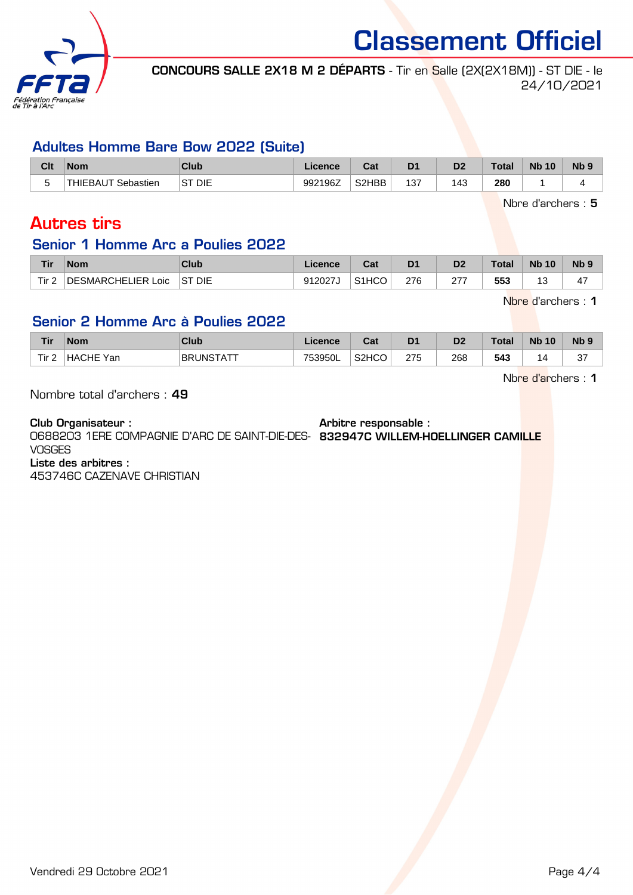# Classement Officiel

**CONCOURS SALLE 2X18 M 2 DÉPARTS** - Tir en Salle (2X(2X18M)) - ST DIE - le 24/10/2021

## Adultes Homme Bare Bow 2022 (Suite)

| Clt | Nom | Club | Licence | Cat | D1 | D2 | Total | Nb 10 | Nb 9 |
|---|---|---|---|---|---|---|---|---|---|
| 5 | THIEBAUT Sebastien | ST DIE | 992196Z | S2HBB | 137 | 143 | **280** | 1 | 4 |

Nbre d'archers : **5**

# Autres tirs

## Senior 1 Homme Arc a Poulies 2022

| Tir | Nom | Club | Licence | Cat | D1 | D2 | Total | Nb 10 | Nb 9 |
|---|---|---|---|---|---|---|---|---|---|
| Tir 2 | DESMARCHELIER Loic | ST DIE | 912027J | S1HCO | 276 | 277 | **553** | 13 | 47 |

Nbre d'archers : **1**

## Senior 2 Homme Arc à Poulies 2022

| Tir | Nom | Club | Licence | Cat | D1 | D2 | Total | Nb 10 | Nb 9 |
|---|---|---|---|---|---|---|---|---|---|
| Tir 2 | HACHE Yan | BRUNSTATT | 753950L | S2HCO | 275 | 268 | **543** | 14 | 37 |

Nbre d'archers : **1**

Nombre total d'archers : **49**

**Club Organisateur :**
0688203 1ERE COMPAGNIE D'ARC DE SAINT-DIE-DES-VOSGES

**Arbitre responsable :**
**832947C WILLEM-HOELLINGER CAMILLE**

**Liste des arbitres :**
453746C CAZENAVE CHRISTIAN

Vendredi 29 Octobre 2021